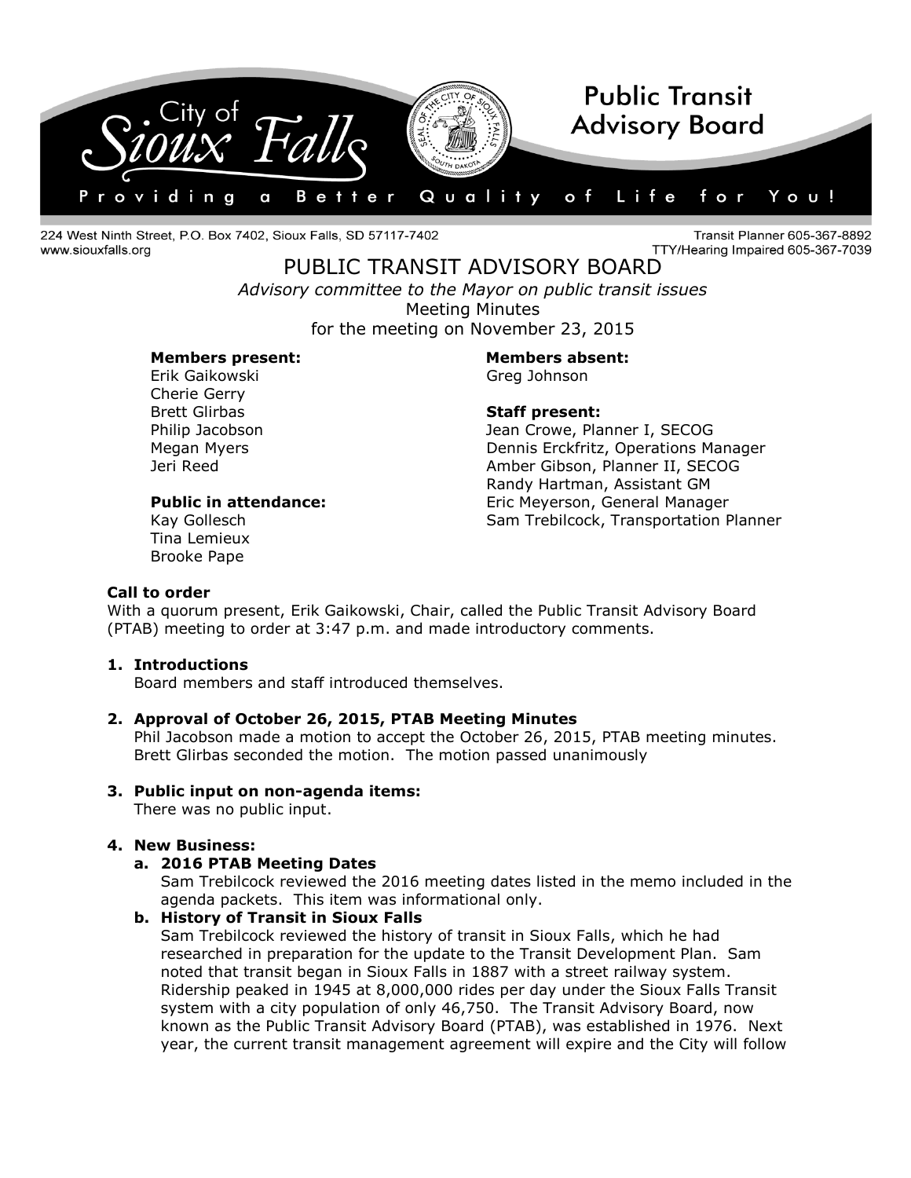City of Sioux Falls — Public Transit Advisory Board

Providing a Better Quality of Life for You!

224 West Ninth Street, P.O. Box 7402, Sioux Falls, SD 57117-7402
www.siouxfalls.org

Transit Planner 605-367-8892
TTY/Hearing Impaired 605-367-7039

# PUBLIC TRANSIT ADVISORY BOARD

*Advisory committee to the Mayor on public transit issues*

Meeting Minutes

for the meeting on November 23, 2015

**Members present:**
Erik Gaikowski
Cherie Gerry
Brett Glirbas
Philip Jacobson
Megan Myers
Jeri Reed

**Public in attendance:**
Kay Gollesch
Tina Lemieux
Brooke Pape

**Members absent:**
Greg Johnson

**Staff present:**
Jean Crowe, Planner I, SECOG
Dennis Erckfritz, Operations Manager
Amber Gibson, Planner II, SECOG
Randy Hartman, Assistant GM
Eric Meyerson, General Manager
Sam Trebilcock, Transportation Planner

**Call to order**

With a quorum present, Erik Gaikowski, Chair, called the Public Transit Advisory Board (PTAB) meeting to order at 3:47 p.m. and made introductory comments.

1. **Introductions**
   Board members and staff introduced themselves.

2. **Approval of October 26, 2015, PTAB Meeting Minutes**
   Phil Jacobson made a motion to accept the October 26, 2015, PTAB meeting minutes. Brett Glirbas seconded the motion. The motion passed unanimously

3. **Public input on non-agenda items:**
   There was no public input.

4. **New Business:**
   a. **2016 PTAB Meeting Dates**
      Sam Trebilcock reviewed the 2016 meeting dates listed in the memo included in the agenda packets. This item was informational only.
   b. **History of Transit in Sioux Falls**
      Sam Trebilcock reviewed the history of transit in Sioux Falls, which he had researched in preparation for the update to the Transit Development Plan. Sam noted that transit began in Sioux Falls in 1887 with a street railway system. Ridership peaked in 1945 at 8,000,000 rides per day under the Sioux Falls Transit system with a city population of only 46,750. The Transit Advisory Board, now known as the Public Transit Advisory Board (PTAB), was established in 1976. Next year, the current transit management agreement will expire and the City will follow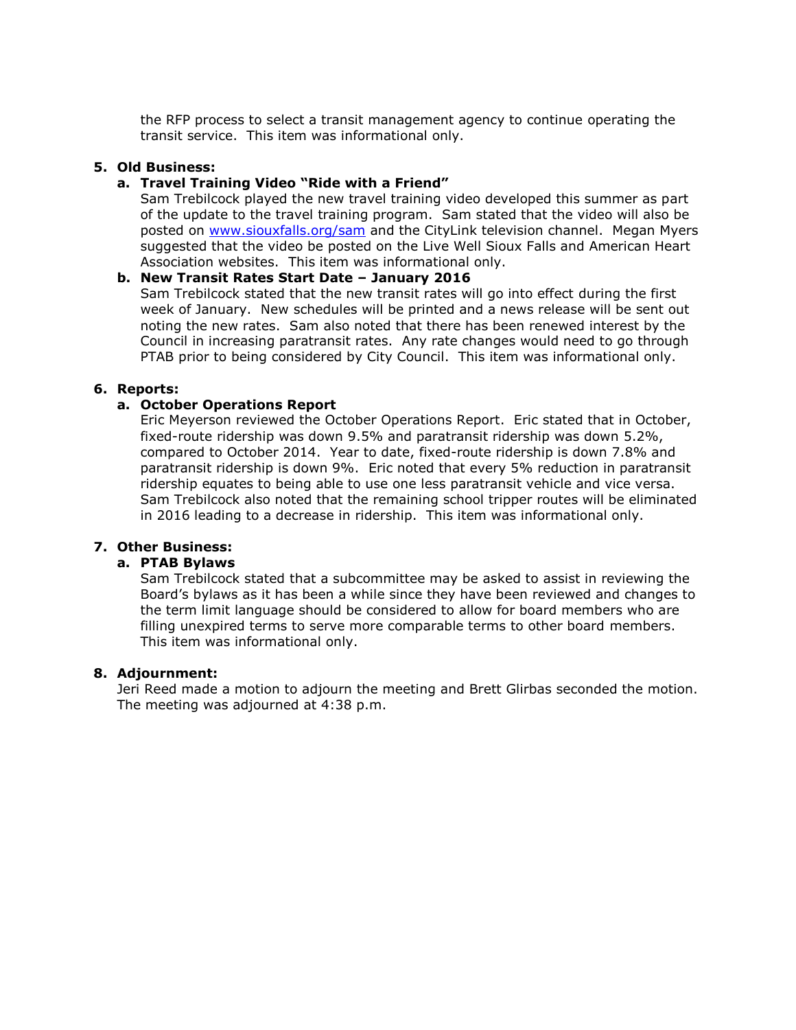the RFP process to select a transit management agency to continue operating the transit service. This item was informational only.

**5. Old Business:**

**a. Travel Training Video "Ride with a Friend"**

Sam Trebilcock played the new travel training video developed this summer as part of the update to the travel training program. Sam stated that the video will also be posted on [www.siouxfalls.org/sam](www.siouxfalls.org/sam) and the CityLink television channel. Megan Myers suggested that the video be posted on the Live Well Sioux Falls and American Heart Association websites. This item was informational only.

**b. New Transit Rates Start Date – January 2016**

Sam Trebilcock stated that the new transit rates will go into effect during the first week of January. New schedules will be printed and a news release will be sent out noting the new rates. Sam also noted that there has been renewed interest by the Council in increasing paratransit rates. Any rate changes would need to go through PTAB prior to being considered by City Council. This item was informational only.

**6. Reports:**

**a. October Operations Report**

Eric Meyerson reviewed the October Operations Report. Eric stated that in October, fixed-route ridership was down 9.5% and paratransit ridership was down 5.2%, compared to October 2014. Year to date, fixed-route ridership is down 7.8% and paratransit ridership is down 9%. Eric noted that every 5% reduction in paratransit ridership equates to being able to use one less paratransit vehicle and vice versa. Sam Trebilcock also noted that the remaining school tripper routes will be eliminated in 2016 leading to a decrease in ridership. This item was informational only.

**7. Other Business:**

**a. PTAB Bylaws**

Sam Trebilcock stated that a subcommittee may be asked to assist in reviewing the Board's bylaws as it has been a while since they have been reviewed and changes to the term limit language should be considered to allow for board members who are filling unexpired terms to serve more comparable terms to other board members. This item was informational only.

**8. Adjournment:**

Jeri Reed made a motion to adjourn the meeting and Brett Glirbas seconded the motion. The meeting was adjourned at 4:38 p.m.